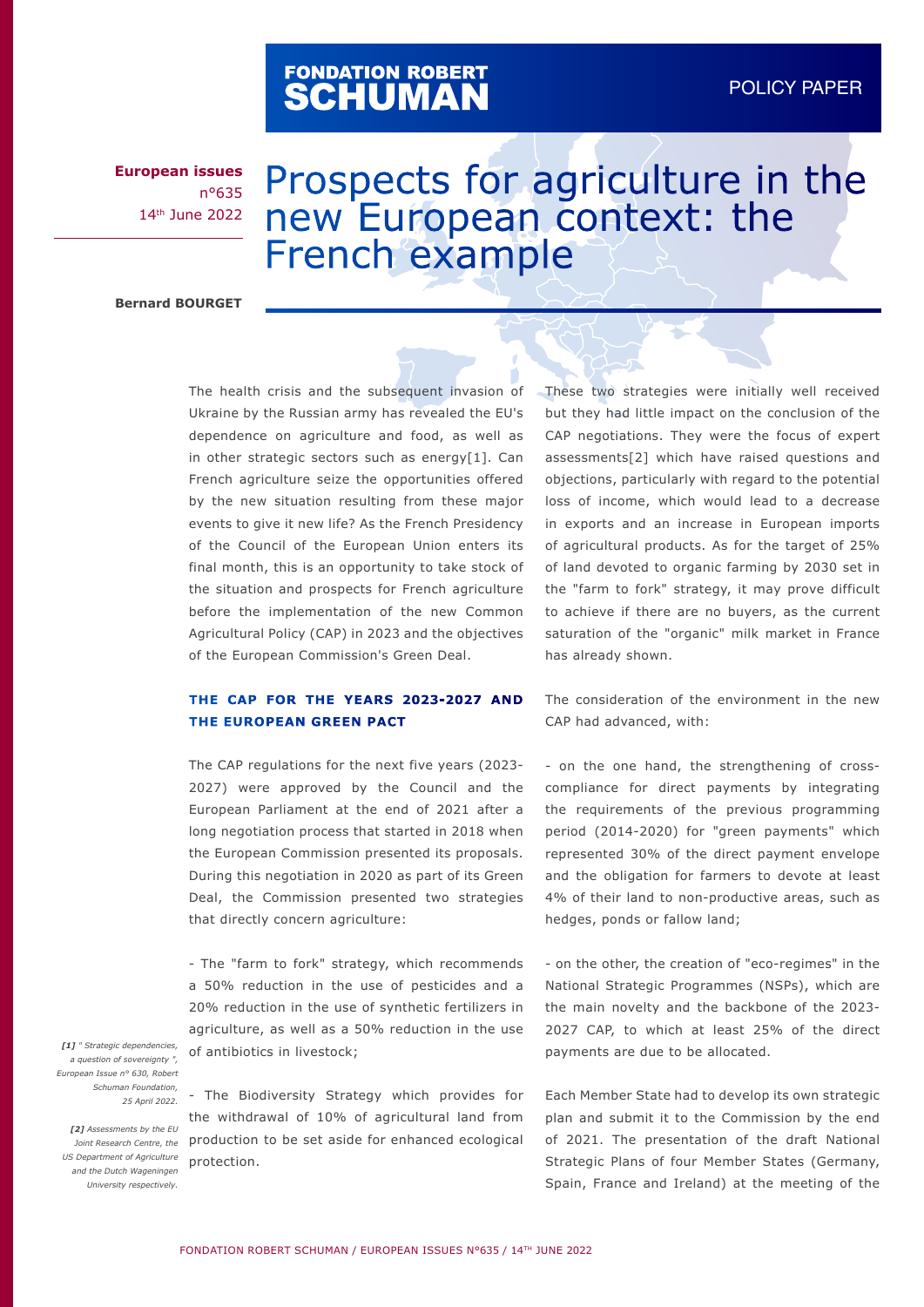FONDATION ROBERT SCHUMAN

POLICY PAPER

**European issues**
n°635
14th June 2022

# Prospects for agriculture in the new European context: the French example

**Bernard BOURGET**

The health crisis and the subsequent invasion of Ukraine by the Russian army has revealed the EU's dependence on agriculture and food, as well as in other strategic sectors such as energy[1]. Can French agriculture seize the opportunities offered by the new situation resulting from these major events to give it new life? As the French Presidency of the Council of the European Union enters its final month, this is an opportunity to take stock of the situation and prospects for French agriculture before the implementation of the new Common Agricultural Policy (CAP) in 2023 and the objectives of the European Commission's Green Deal.

## THE CAP FOR THE YEARS 2023-2027 AND THE EUROPEAN GREEN PACT

The CAP regulations for the next five years (2023-2027) were approved by the Council and the European Parliament at the end of 2021 after a long negotiation process that started in 2018 when the European Commission presented its proposals. During this negotiation in 2020 as part of its Green Deal, the Commission presented two strategies that directly concern agriculture:

- The "farm to fork" strategy, which recommends a 50% reduction in the use of pesticides and a 20% reduction in the use of synthetic fertilizers in agriculture, as well as a 50% reduction in the use of antibiotics in livestock;

- The Biodiversity Strategy which provides for the withdrawal of 10% of agricultural land from production to be set aside for enhanced ecological protection.

These two strategies were initially well received but they had little impact on the conclusion of the CAP negotiations. They were the focus of expert assessments[2] which have raised questions and objections, particularly with regard to the potential loss of income, which would lead to a decrease in exports and an increase in European imports of agricultural products. As for the target of 25% of land devoted to organic farming by 2030 set in the "farm to fork" strategy, it may prove difficult to achieve if there are no buyers, as the current saturation of the "organic" milk market in France has already shown.

The consideration of the environment in the new CAP had advanced, with:

- on the one hand, the strengthening of cross-compliance for direct payments by integrating the requirements of the previous programming period (2014-2020) for "green payments" which represented 30% of the direct payment envelope and the obligation for farmers to devote at least 4% of their land to non-productive areas, such as hedges, ponds or fallow land;

- on the other, the creation of "eco-regimes" in the National Strategic Programmes (NSPs), which are the main novelty and the backbone of the 2023-2027 CAP, to which at least 25% of the direct payments are due to be allocated.

Each Member State had to develop its own strategic plan and submit it to the Commission by the end of 2021. The presentation of the draft National Strategic Plans of four Member States (Germany, Spain, France and Ireland) at the meeting of the

*[1] " Strategic dependencies, a question of sovereignty ", European Issue n° 630, Robert Schuman Foundation, 25 April 2022.*

*[2] Assessments by the EU Joint Research Centre, the US Department of Agriculture and the Dutch Wagenigen University respectively.*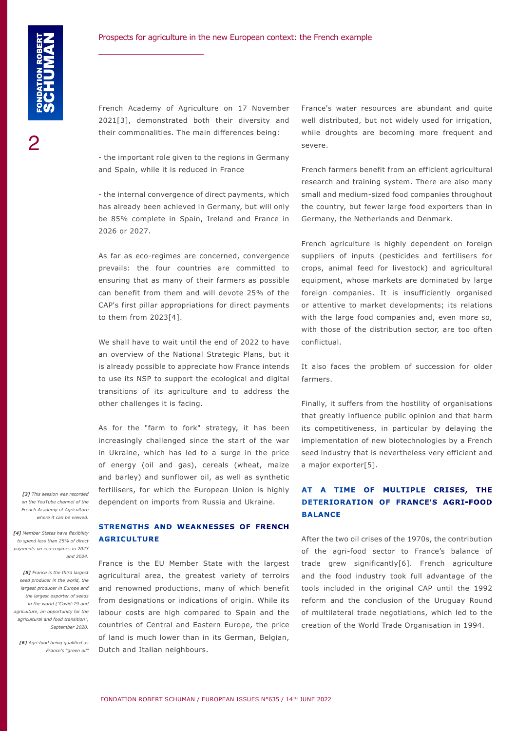French Academy of Agriculture on 17 November 2021[3], demonstrated both their diversity and their commonalities. The main differences being:

- the important role given to the regions in Germany and Spain, while it is reduced in France

- the internal convergence of direct payments, which has already been achieved in Germany, but will only be 85% complete in Spain, Ireland and France in 2026 or 2027.

As far as eco-regimes are concerned, convergence prevails: the four countries are committed to ensuring that as many of their farmers as possible can benefit from them and will devote 25% of the CAP's first pillar appropriations for direct payments to them from 2023[4].

We shall have to wait until the end of 2022 to have an overview of the National Strategic Plans, but it is already possible to appreciate how France intends to use its NSP to support the ecological and digital transitions of its agriculture and to address the other challenges it is facing.

As for the "farm to fork" strategy, it has been increasingly challenged since the start of the war in Ukraine, which has led to a surge in the price of energy (oil and gas), cereals (wheat, maize and barley) and sunflower oil, as well as synthetic fertilisers, for which the European Union is highly dependent on imports from Russia and Ukraine.

## STRENGTHS AND WEAKNESSES OF FRENCH AGRICULTURE

France is the EU Member State with the largest agricultural area, the greatest variety of terroirs and renowned productions, many of which benefit from designations or indications of origin. While its labour costs are high compared to Spain and the countries of Central and Eastern Europe, the price of land is much lower than in its German, Belgian, Dutch and Italian neighbours.

France's water resources are abundant and quite well distributed, but not widely used for irrigation, while droughts are becoming more frequent and severe.

French farmers benefit from an efficient agricultural research and training system. There are also many small and medium-sized food companies throughout the country, but fewer large food exporters than in Germany, the Netherlands and Denmark.

French agriculture is highly dependent on foreign suppliers of inputs (pesticides and fertilisers for crops, animal feed for livestock) and agricultural equipment, whose markets are dominated by large foreign companies. It is insufficiently organised or attentive to market developments; its relations with the large food companies and, even more so, with those of the distribution sector, are too often conflictual.

It also faces the problem of succession for older farmers.

Finally, it suffers from the hostility of organisations that greatly influence public opinion and that harm its competitiveness, in particular by delaying the implementation of new biotechnologies by a French seed industry that is nevertheless very efficient and a major exporter[5].

## AT A TIME OF MULTIPLE CRISES, THE DETERIORATION OF FRANCE'S AGRI-FOOD BALANCE

After the two oil crises of the 1970s, the contribution of the agri-food sector to France's balance of trade grew significantly[6]. French agriculture and the food industry took full advantage of the tools included in the original CAP until the 1992 reform and the conclusion of the Uruguay Round of multilateral trade negotiations, which led to the creation of the World Trade Organisation in 1994.

---

*[3] This session was recorded on the YouTube channel of the French Academy of Agriculture where it can be viewed.*

*[4] Member States have flexibility to spend less than 25% of direct payments on eco-regimes in 2023 and 2024.*

*[5] France is the third largest seed producer in the world, the largest producer in Europe and the largest exporter of seeds in the world ("Covid-19 and agriculture, an opportunity for the agricultural and food transition", September 2020.*

*[6] Agri-food being qualified as France's "green oil"*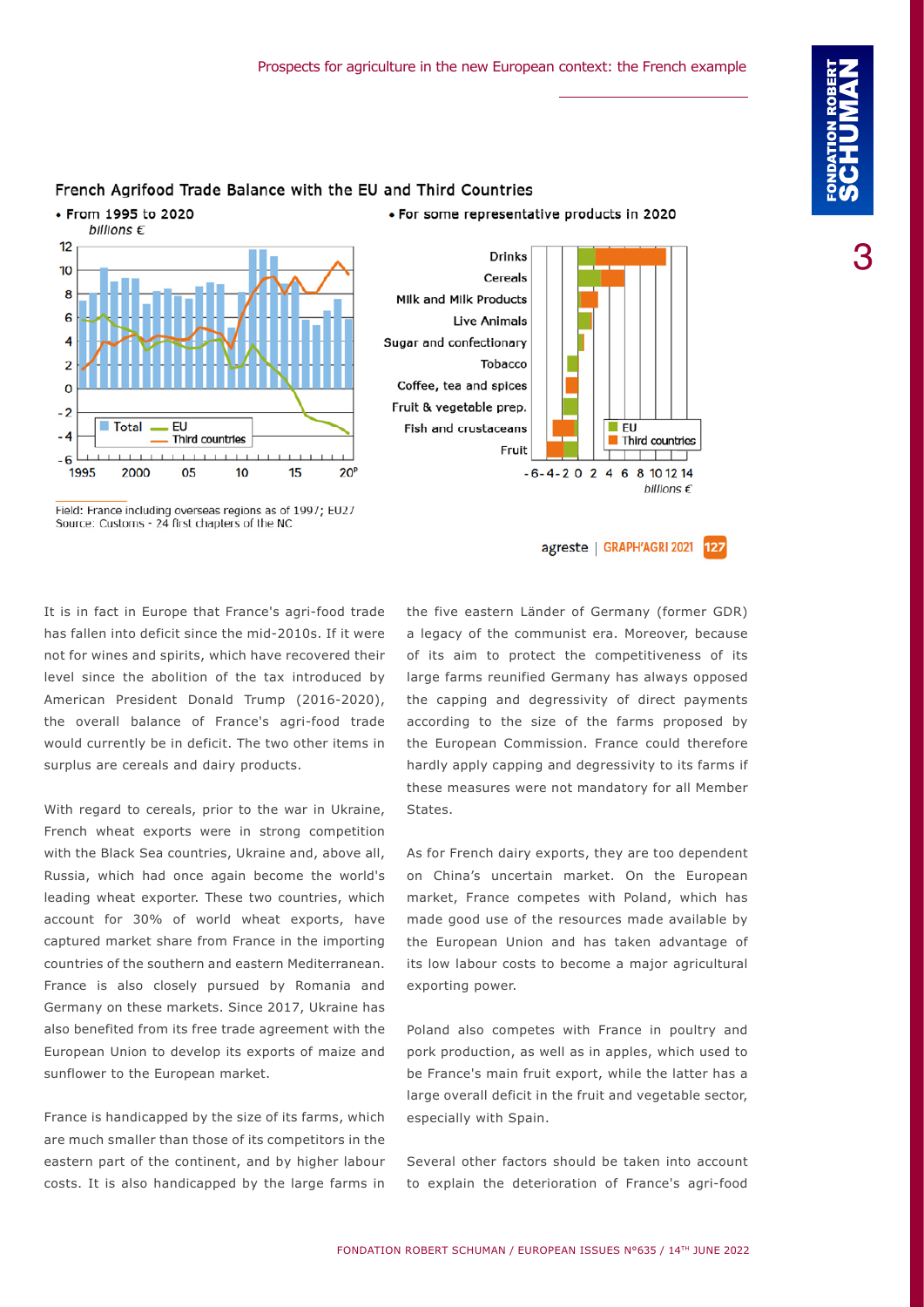**French Agrifood Trade Balance with the EU and Third Countries**

- From 1995 to 2020
- For some representative products in 2020

Field: France including overseas regions as of 1997; EU27
Source: Customs - 24 first chapters of the NC

agreste | GRAPH'AGRI 2021 127

It is in fact in Europe that France's agri-food trade has fallen into deficit since the mid-2010s. If it were not for wines and spirits, which have recovered their level since the abolition of the tax introduced by American President Donald Trump (2016-2020), the overall balance of France's agri-food trade would currently be in deficit. The two other items in surplus are cereals and dairy products.

With regard to cereals, prior to the war in Ukraine, French wheat exports were in strong competition with the Black Sea countries, Ukraine and, above all, Russia, which had once again become the world's leading wheat exporter. These two countries, which account for 30% of world wheat exports, have captured market share from France in the importing countries of the southern and eastern Mediterranean. France is also closely pursued by Romania and Germany on these markets. Since 2017, Ukraine has also benefited from its free trade agreement with the European Union to develop its exports of maize and sunflower to the European market.

France is handicapped by the size of its farms, which are much smaller than those of its competitors in the eastern part of the continent, and by higher labour costs. It is also handicapped by the large farms in the five eastern Länder of Germany (former GDR) a legacy of the communist era. Moreover, because of its aim to protect the competitiveness of its large farms reunified Germany has always opposed the capping and degressivity of direct payments according to the size of the farms proposed by the European Commission. France could therefore hardly apply capping and degressivity to its farms if these measures were not mandatory for all Member States.

As for French dairy exports, they are too dependent on China's uncertain market. On the European market, France competes with Poland, which has made good use of the resources made available by the European Union and has taken advantage of its low labour costs to become a major agricultural exporting power.

Poland also competes with France in poultry and pork production, as well as in apples, which used to be France's main fruit export, while the latter has a large overall deficit in the fruit and vegetable sector, especially with Spain.

Several other factors should be taken into account to explain the deterioration of France's agri-food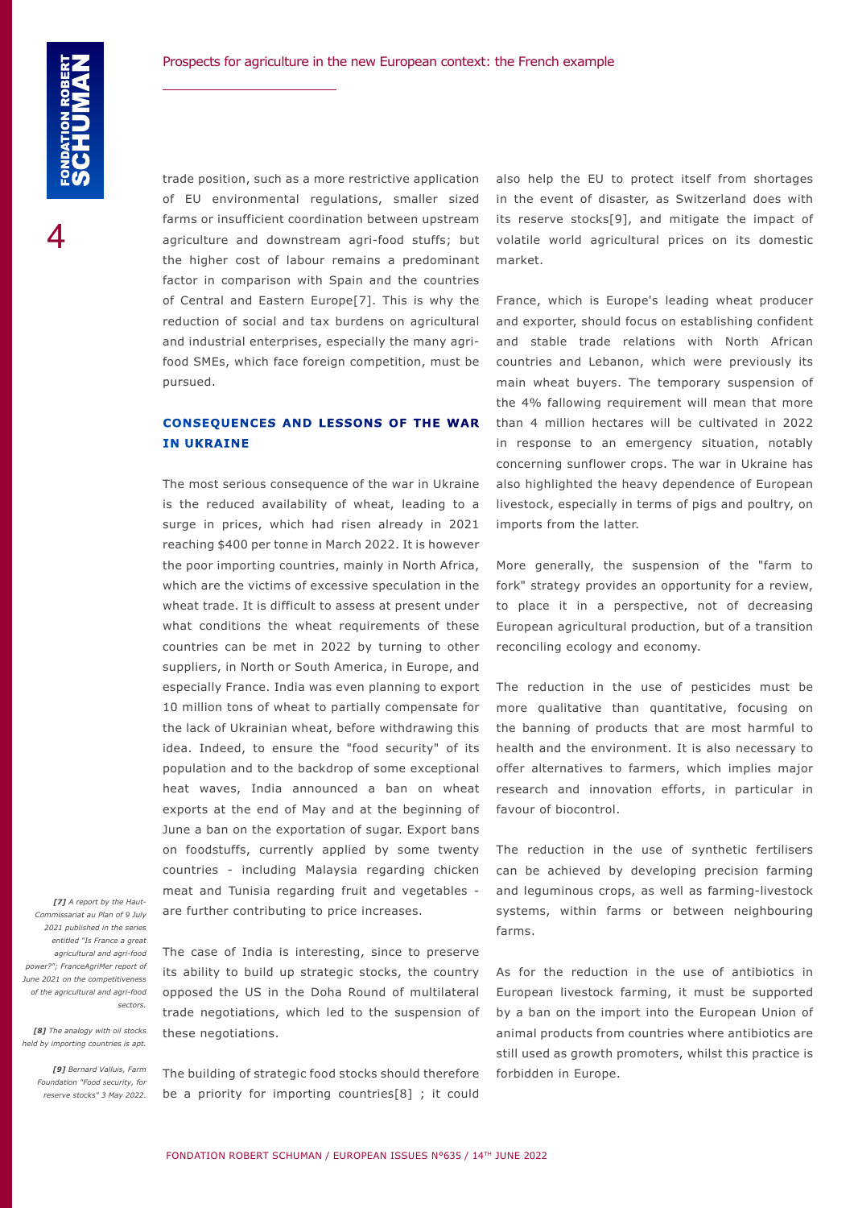trade position, such as a more restrictive application of EU environmental regulations, smaller sized farms or insufficient coordination between upstream agriculture and downstream agri-food stuffs; but the higher cost of labour remains a predominant factor in comparison with Spain and the countries of Central and Eastern Europe[7]. This is why the reduction of social and tax burdens on agricultural and industrial enterprises, especially the many agri-food SMEs, which face foreign competition, must be pursued.

## CONSEQUENCES AND LESSONS OF THE WAR IN UKRAINE

The most serious consequence of the war in Ukraine is the reduced availability of wheat, leading to a surge in prices, which had risen already in 2021 reaching $400 per tonne in March 2022. It is however the poor importing countries, mainly in North Africa, which are the victims of excessive speculation in the wheat trade. It is difficult to assess at present under what conditions the wheat requirements of these countries can be met in 2022 by turning to other suppliers, in North or South America, in Europe, and especially France. India was even planning to export 10 million tons of wheat to partially compensate for the lack of Ukrainian wheat, before withdrawing this idea. Indeed, to ensure the "food security" of its population and to the backdrop of some exceptional heat waves, India announced a ban on wheat exports at the end of May and at the beginning of June a ban on the exportation of sugar. Export bans on foodstuffs, currently applied by some twenty countries - including Malaysia regarding chicken meat and Tunisia regarding fruit and vegetables - are further contributing to price increases.

The case of India is interesting, since to preserve its ability to build up strategic stocks, the country opposed the US in the Doha Round of multilateral trade negotiations, which led to the suspension of these negotiations.

The building of strategic food stocks should therefore be a priority for importing countries[8] ; it could also help the EU to protect itself from shortages in the event of disaster, as Switzerland does with its reserve stocks[9], and mitigate the impact of volatile world agricultural prices on its domestic market.

France, which is Europe's leading wheat producer and exporter, should focus on establishing confident and stable trade relations with North African countries and Lebanon, which were previously its main wheat buyers. The temporary suspension of the 4% fallowing requirement will mean that more than 4 million hectares will be cultivated in 2022 in response to an emergency situation, notably concerning sunflower crops. The war in Ukraine has also highlighted the heavy dependence of European livestock, especially in terms of pigs and poultry, on imports from the latter.

More generally, the suspension of the "farm to fork" strategy provides an opportunity for a review, to place it in a perspective, not of decreasing European agricultural production, but of a transition reconciling ecology and economy.

The reduction in the use of pesticides must be more qualitative than quantitative, focusing on the banning of products that are most harmful to health and the environment. It is also necessary to offer alternatives to farmers, which implies major research and innovation efforts, in particular in favour of biocontrol.

The reduction in the use of synthetic fertilisers can be achieved by developing precision farming and leguminous crops, as well as farming-livestock systems, within farms or between neighbouring farms.

As for the reduction in the use of antibiotics in European livestock farming, it must be supported by a ban on the import into the European Union of animal products from countries where antibiotics are still used as growth promoters, whilst this practice is forbidden in Europe.

*[7] A report by the Haut-Commissariat au Plan of 9 July 2021 published in the series entitled "Is France a great agricultural and agri-food power?"; FranceAgriMer report of June 2021 on the competitiveness of the agricultural and agri-food sectors.*

*[8] The analogy with oil stocks held by importing countries is apt.*

*[9] Bernard Valluis, Farm Foundation "Food security, for reserve stocks" 3 May 2022.*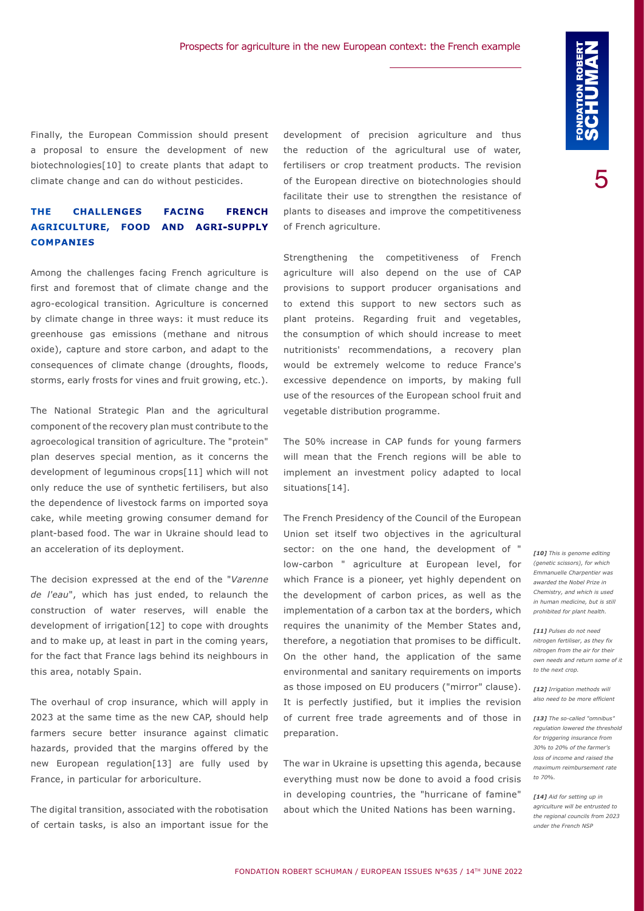Finally, the European Commission should present a proposal to ensure the development of new biotechnologies[10] to create plants that adapt to climate change and can do without pesticides.

## THE CHALLENGES FACING FRENCH AGRICULTURE, FOOD AND AGRI-SUPPLY COMPANIES

Among the challenges facing French agriculture is first and foremost that of climate change and the agro-ecological transition. Agriculture is concerned by climate change in three ways: it must reduce its greenhouse gas emissions (methane and nitrous oxide), capture and store carbon, and adapt to the consequences of climate change (droughts, floods, storms, early frosts for vines and fruit growing, etc.).

The National Strategic Plan and the agricultural component of the recovery plan must contribute to the agroecological transition of agriculture. The "protein" plan deserves special mention, as it concerns the development of leguminous crops[11] which will not only reduce the use of synthetic fertilisers, but also the dependence of livestock farms on imported soya cake, while meeting growing consumer demand for plant-based food. The war in Ukraine should lead to an acceleration of its deployment.

The decision expressed at the end of the "*Varenne de l'eau*", which has just ended, to relaunch the construction of water reserves, will enable the development of irrigation[12] to cope with droughts and to make up, at least in part in the coming years, for the fact that France lags behind its neighbours in this area, notably Spain.

The overhaul of crop insurance, which will apply in 2023 at the same time as the new CAP, should help farmers secure better insurance against climatic hazards, provided that the margins offered by the new European regulation[13] are fully used by France, in particular for arboriculture.

The digital transition, associated with the robotisation of certain tasks, is also an important issue for the development of precision agriculture and thus the reduction of the agricultural use of water, fertilisers or crop treatment products. The revision of the European directive on biotechnologies should facilitate their use to strengthen the resistance of plants to diseases and improve the competitiveness of French agriculture.

Strengthening the competitiveness of French agriculture will also depend on the use of CAP provisions to support producer organisations and to extend this support to new sectors such as plant proteins. Regarding fruit and vegetables, the consumption of which should increase to meet nutritionists' recommendations, a recovery plan would be extremely welcome to reduce France's excessive dependence on imports, by making full use of the resources of the European school fruit and vegetable distribution programme.

The 50% increase in CAP funds for young farmers will mean that the French regions will be able to implement an investment policy adapted to local situations[14].

The French Presidency of the Council of the European Union set itself two objectives in the agricultural sector: on the one hand, the development of " low-carbon " agriculture at European level, for which France is a pioneer, yet highly dependent on the development of carbon prices, as well as the implementation of a carbon tax at the borders, which requires the unanimity of the Member States and, therefore, a negotiation that promises to be difficult. On the other hand, the application of the same environmental and sanitary requirements on imports as those imposed on EU producers ("mirror" clause). It is perfectly justified, but it implies the revision of current free trade agreements and of those in preparation.

The war in Ukraine is upsetting this agenda, because everything must now be done to avoid a food crisis in developing countries, the "hurricane of famine" about which the United Nations has been warning.

*[10] This is genome editing (genetic scissors), for which Emmanuelle Charpentier was awarded the Nobel Prize in Chemistry, and which is used in human medicine, but is still prohibited for plant health.*

*[11] Pulses do not need nitrogen fertiliser, as they fix nitrogen from the air for their own needs and return some of it to the next crop.*

*[12] Irrigation methods will also need to be more efficient*

*[13] The so-called "omnibus" regulation lowered the threshold for triggering insurance from 30% to 20% of the farmer's loss of income and raised the maximum reimbursement rate to 70%.*

*[14] Aid for setting up in agriculture will be entrusted to the regional councils from 2023 under the French NSP*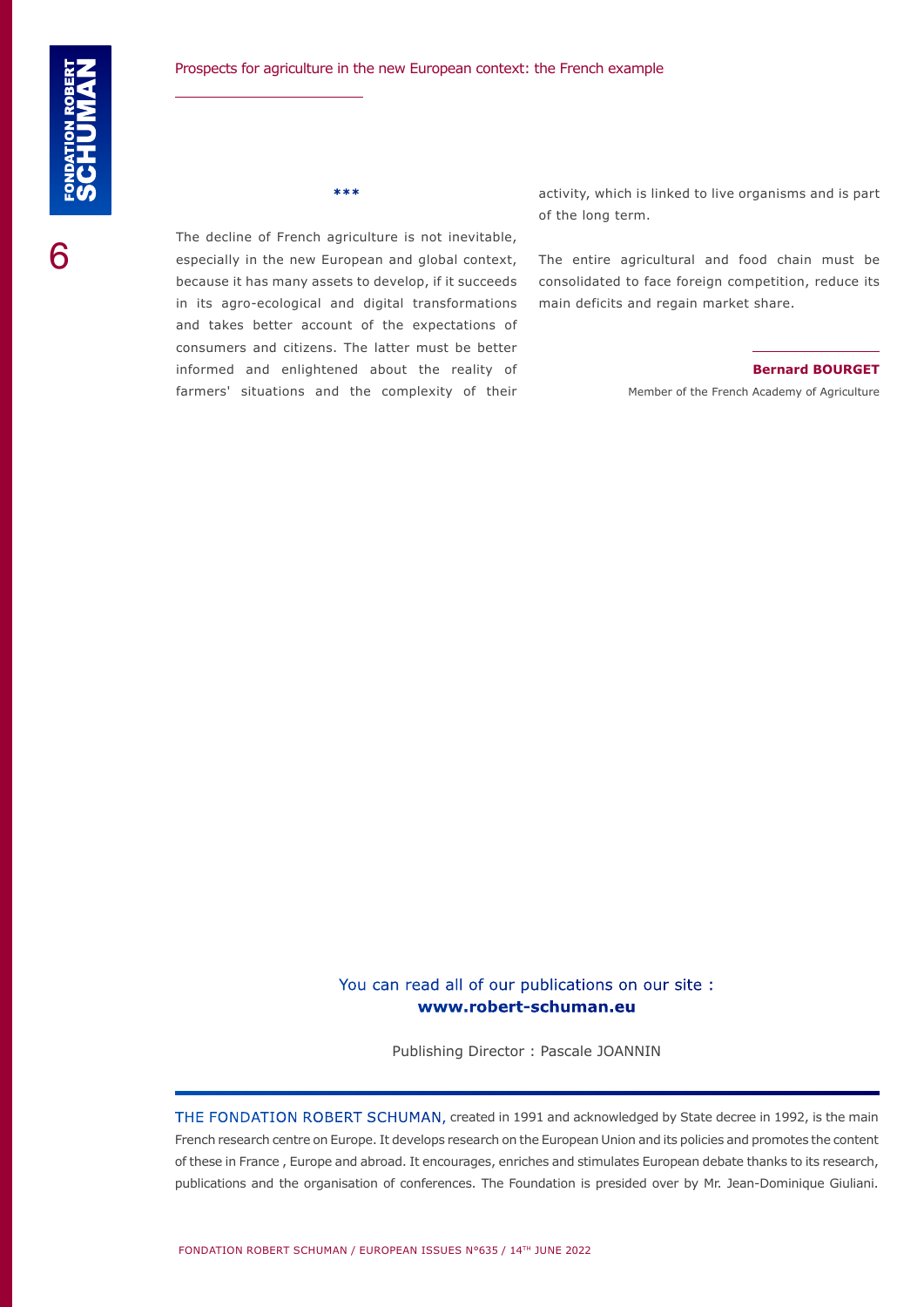***

The decline of French agriculture is not inevitable, especially in the new European and global context, because it has many assets to develop, if it succeeds in its agro-ecological and digital transformations and takes better account of the expectations of consumers and citizens. The latter must be better informed and enlightened about the reality of farmers' situations and the complexity of their activity, which is linked to live organisms and is part of the long term.

The entire agricultural and food chain must be consolidated to face foreign competition, reduce its main deficits and regain market share.

**Bernard BOURGET**

Member of the French Academy of Agriculture

You can read all of our publications on our site :
**www.robert-schuman.eu**

Publishing Director : Pascale JOANNIN

THE FONDATION ROBERT SCHUMAN, created in 1991 and acknowledged by State decree in 1992, is the main French research centre on Europe. It develops research on the European Union and its policies and promotes the content of these in France , Europe and abroad. It encourages, enriches and stimulates European debate thanks to its research, publications and the organisation of conferences. The Foundation is presided over by Mr. Jean-Dominique Giuliani.